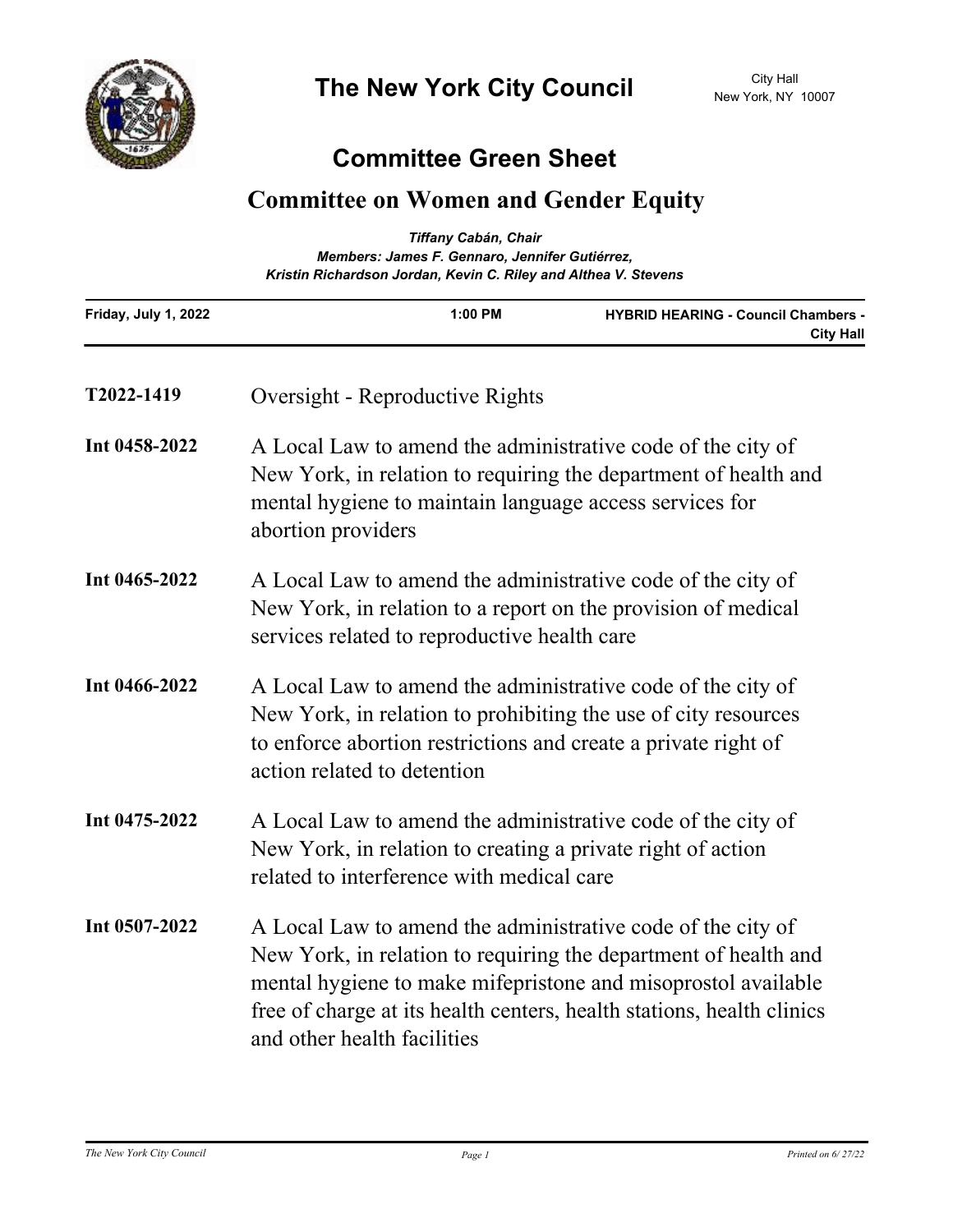# The New York City Council

City Hall
New York, NY 10007

## Committee Green Sheet

## Committee on Women and Gender Equity

*Tiffany Cabán, Chair*
*Members: James F. Gennaro, Jennifer Gutiérrez, Kristin Richardson Jordan, Kevin C. Riley and Althea V. Stevens*

| Friday, July 1, 2022 | 1:00 PM | HYBRID HEARING - Council Chambers - City Hall |
|---|---|---|

**T2022-1419** Oversight - Reproductive Rights

**Int 0458-2022** A Local Law to amend the administrative code of the city of New York, in relation to requiring the department of health and mental hygiene to maintain language access services for abortion providers

**Int 0465-2022** A Local Law to amend the administrative code of the city of New York, in relation to a report on the provision of medical services related to reproductive health care

**Int 0466-2022** A Local Law to amend the administrative code of the city of New York, in relation to prohibiting the use of city resources to enforce abortion restrictions and create a private right of action related to detention

**Int 0475-2022** A Local Law to amend the administrative code of the city of New York, in relation to creating a private right of action related to interference with medical care

**Int 0507-2022** A Local Law to amend the administrative code of the city of New York, in relation to requiring the department of health and mental hygiene to make mifepristone and misoprostol available free of charge at its health centers, health stations, health clinics and other health facilities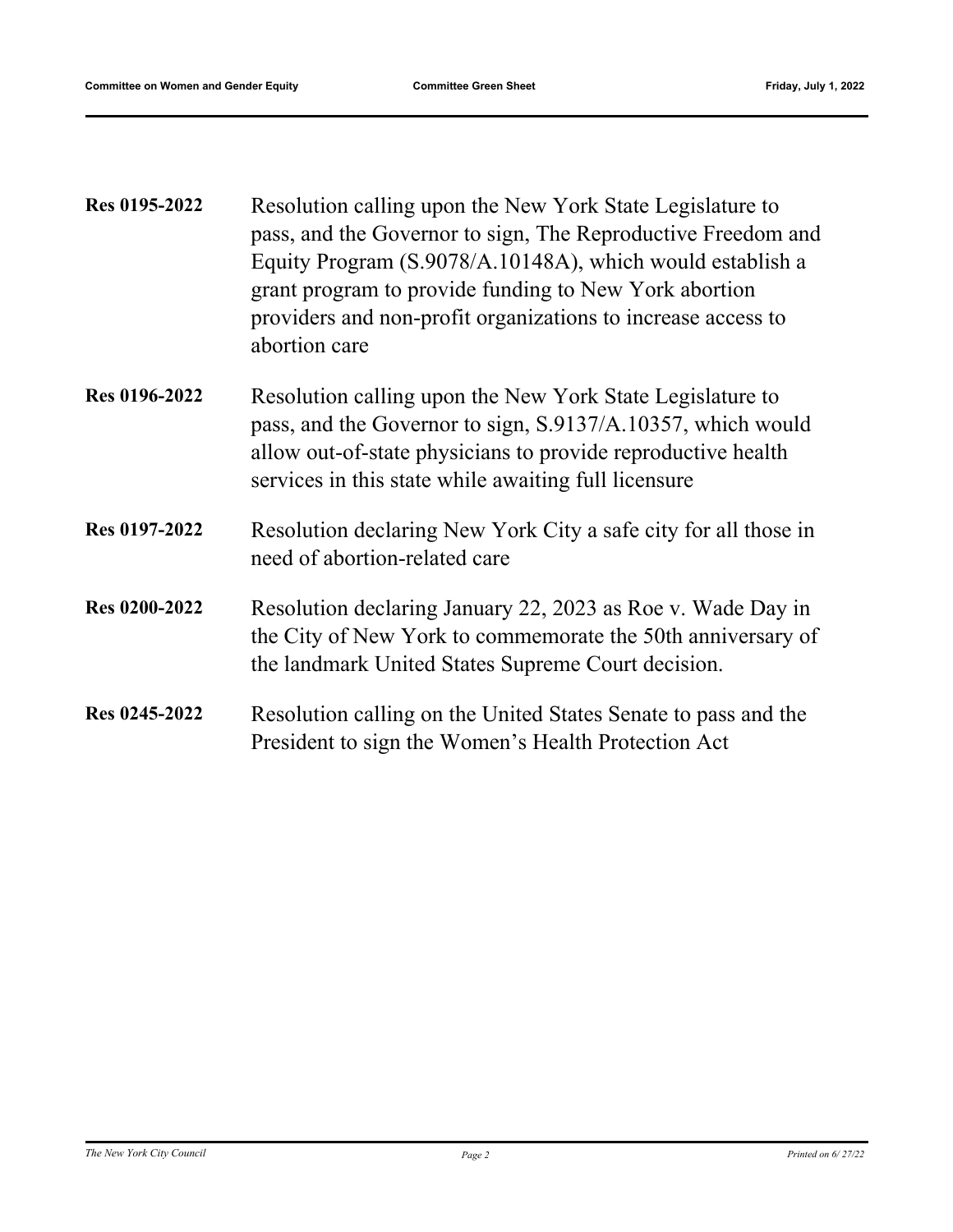| | |
|---|---|
| **Res 0195-2022** | Resolution calling upon the New York State Legislature to pass, and the Governor to sign, The Reproductive Freedom and Equity Program (S.9078/A.10148A), which would establish a grant program to provide funding to New York abortion providers and non-profit organizations to increase access to abortion care |
| **Res 0196-2022** | Resolution calling upon the New York State Legislature to pass, and the Governor to sign, S.9137/A.10357, which would allow out-of-state physicians to provide reproductive health services in this state while awaiting full licensure |
| **Res 0197-2022** | Resolution declaring New York City a safe city for all those in need of abortion-related care |
| **Res 0200-2022** | Resolution declaring January 22, 2023 as Roe v. Wade Day in the City of New York to commemorate the 50th anniversary of the landmark United States Supreme Court decision. |
| **Res 0245-2022** | Resolution calling on the United States Senate to pass and the President to sign the Women's Health Protection Act |